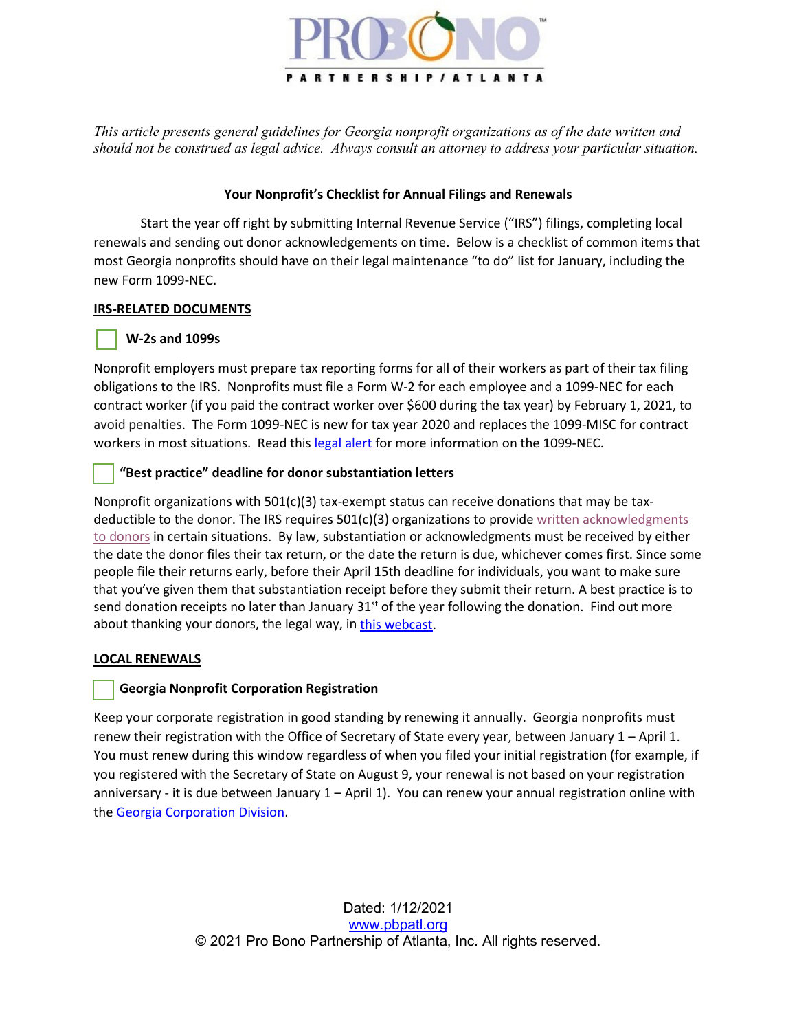PRO BONO PARTNERSHIP / ATLANTA

*This article presents general guidelines for Georgia nonprofit organizations as of the date written and should not be construed as legal advice. Always consult an attorney to address your particular situation.*

**Your Nonprofit's Checklist for Annual Filings and Renewals**

Start the year off right by submitting Internal Revenue Service ("IRS") filings, completing local renewals and sending out donor acknowledgements on time. Below is a checklist of common items that most Georgia nonprofits should have on their legal maintenance "to do" list for January, including the new Form 1099-NEC.

**IRS-RELATED DOCUMENTS**

- [ ] **W-2s and 1099s**

Nonprofit employers must prepare tax reporting forms for all of their workers as part of their tax filing obligations to the IRS. Nonprofits must file a Form W-2 for each employee and a 1099-NEC for each contract worker (if you paid the contract worker over $600 during the tax year) by February 1, 2021, to avoid penalties. The Form 1099-NEC is new for tax year 2020 and replaces the 1099-MISC for contract workers in most situations. Read this legal alert for more information on the 1099-NEC.

- [ ] **"Best practice" deadline for donor substantiation letters**

Nonprofit organizations with 501(c)(3) tax-exempt status can receive donations that may be tax-deductible to the donor. The IRS requires 501(c)(3) organizations to provide written acknowledgments to donors in certain situations. By law, substantiation or acknowledgments must be received by either the date the donor files their tax return, or the date the return is due, whichever comes first. Since some people file their returns early, before their April 15th deadline for individuals, you want to make sure that you've given them that substantiation receipt before they submit their return. A best practice is to send donation receipts no later than January 31st of the year following the donation. Find out more about thanking your donors, the legal way, in this webcast.

**LOCAL RENEWALS**

- [ ] **Georgia Nonprofit Corporation Registration**

Keep your corporate registration in good standing by renewing it annually. Georgia nonprofits must renew their registration with the Office of Secretary of State every year, between January 1 – April 1. You must renew during this window regardless of when you filed your initial registration (for example, if you registered with the Secretary of State on August 9, your renewal is not based on your registration anniversary - it is due between January 1 – April 1). You can renew your annual registration online with the Georgia Corporation Division.

Dated: 1/12/2021
www.pbpatl.org
© 2021 Pro Bono Partnership of Atlanta, Inc. All rights reserved.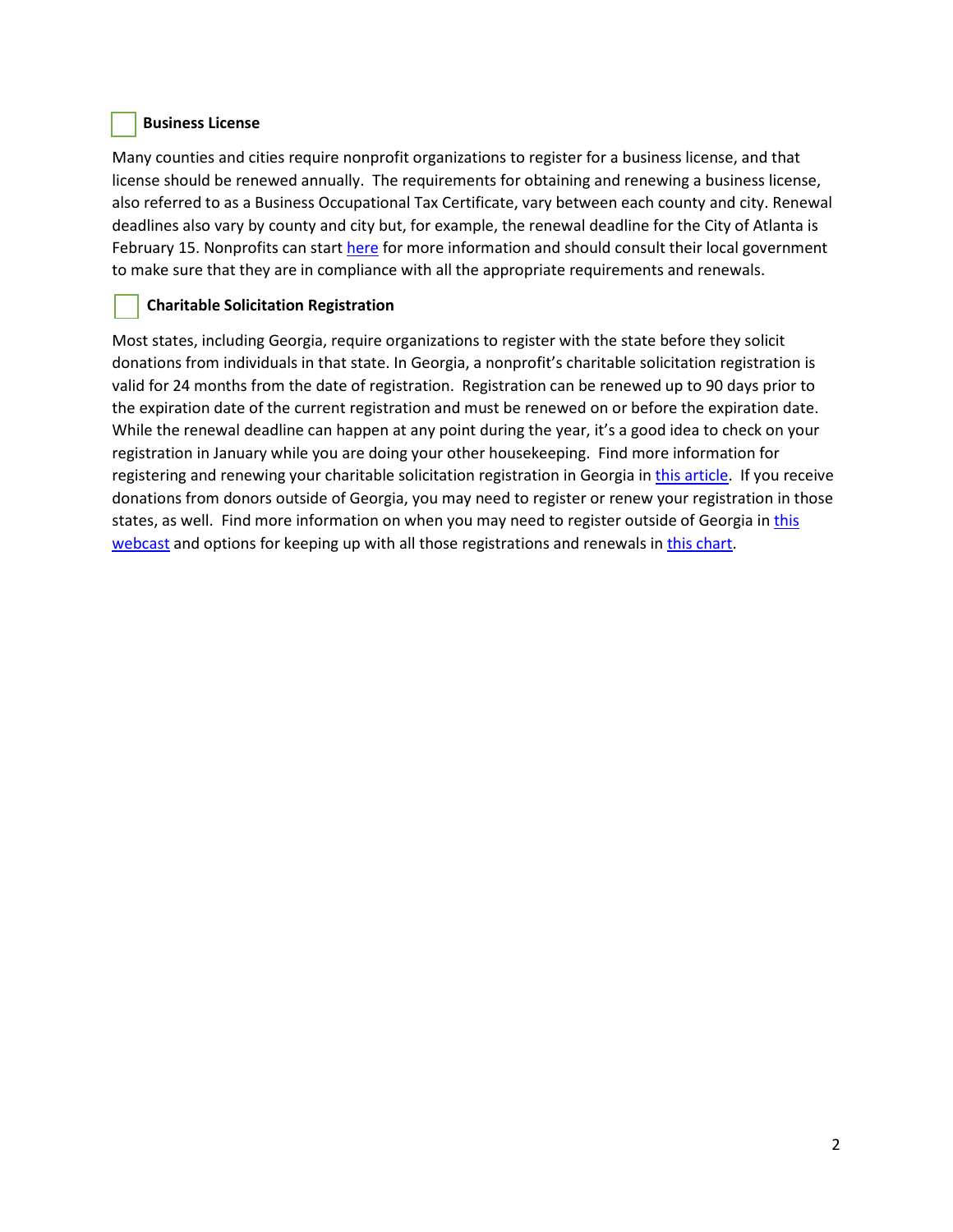☐ **Business License**

Many counties and cities require nonprofit organizations to register for a business license, and that license should be renewed annually. The requirements for obtaining and renewing a business license, also referred to as a Business Occupational Tax Certificate, vary between each county and city. Renewal deadlines also vary by county and city but, for example, the renewal deadline for the City of Atlanta is February 15. Nonprofits can start here for more information and should consult their local government to make sure that they are in compliance with all the appropriate requirements and renewals.

☐ **Charitable Solicitation Registration**

Most states, including Georgia, require organizations to register with the state before they solicit donations from individuals in that state. In Georgia, a nonprofit's charitable solicitation registration is valid for 24 months from the date of registration. Registration can be renewed up to 90 days prior to the expiration date of the current registration and must be renewed on or before the expiration date. While the renewal deadline can happen at any point during the year, it's a good idea to check on your registration in January while you are doing your other housekeeping. Find more information for registering and renewing your charitable solicitation registration in Georgia in this article. If you receive donations from donors outside of Georgia, you may need to register or renew your registration in those states, as well. Find more information on when you may need to register outside of Georgia in this webcast and options for keeping up with all those registrations and renewals in this chart.